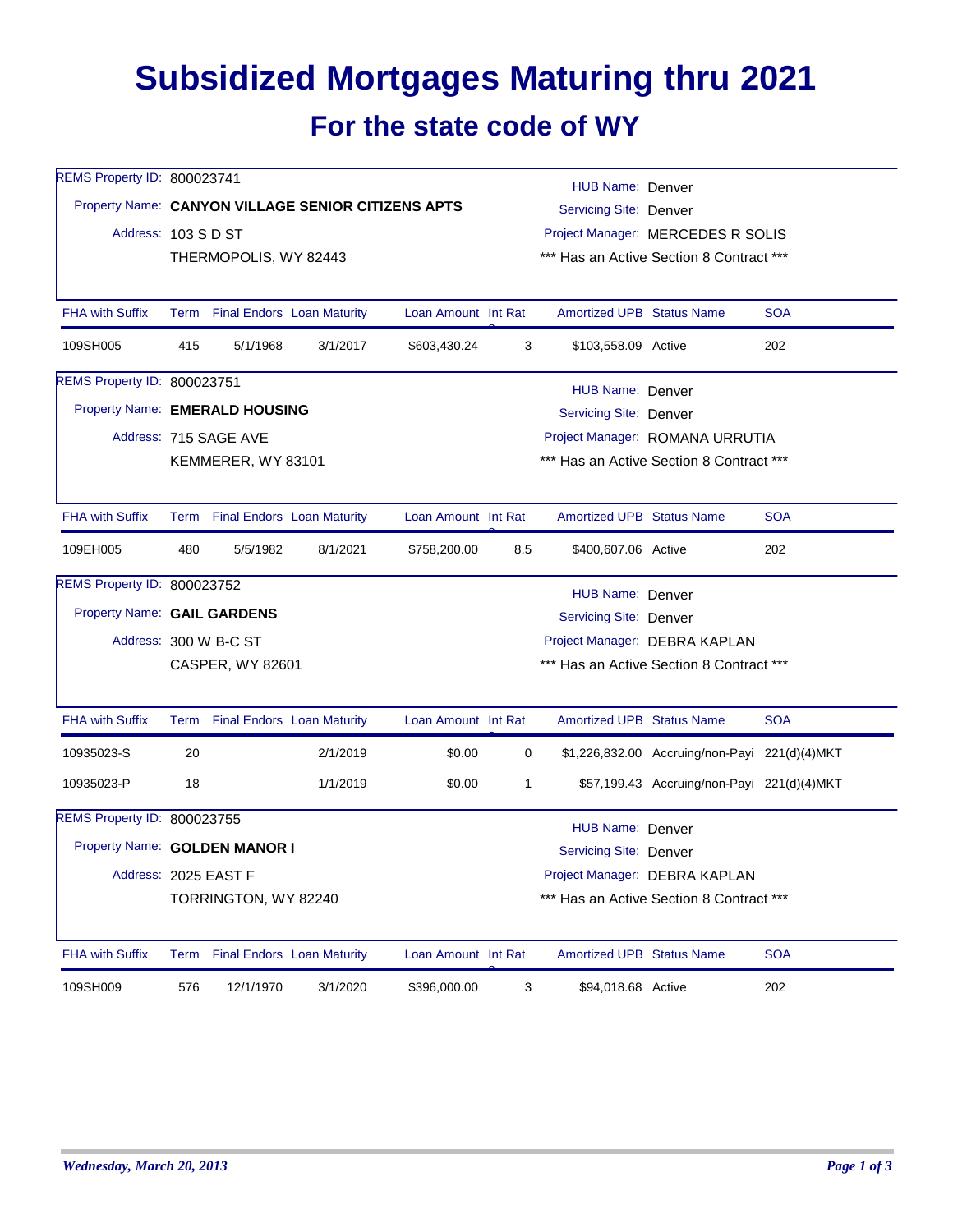# Subsidized Mortgages Maturing thru 2021

## For the state code of WY

REMS Property ID: 800023741
Property Name: **CANYON VILLAGE SENIOR CITIZENS APTS**
Address: 103 S D ST
THERMOPOLIS, WY 82443

HUB Name: Denver
Servicing Site: Denver
Project Manager: MERCEDES R SOLIS
*** Has an Active Section 8 Contract ***

| FHA with Suffix | Term | Final Endors | Loan Maturity | Loan Amount | Int Rate | Amortized UPB | Status Name | SOA |
|---|---|---|---|---|---|---|---|---|
| 109SH005 | 415 | 5/1/1968 | 3/1/2017 | $603,430.24 | 3 | $103,558.09 | Active | 202 |

REMS Property ID: 800023751
Property Name: **EMERALD HOUSING**
Address: 715 SAGE AVE
KEMMERER, WY 83101

HUB Name: Denver
Servicing Site: Denver
Project Manager: ROMANA URRUTIA
*** Has an Active Section 8 Contract ***

| FHA with Suffix | Term | Final Endors | Loan Maturity | Loan Amount | Int Rate | Amortized UPB | Status Name | SOA |
|---|---|---|---|---|---|---|---|---|
| 109EH005 | 480 | 5/5/1982 | 8/1/2021 | $758,200.00 | 8.5 | $400,607.06 | Active | 202 |

REMS Property ID: 800023752
Property Name: **GAIL GARDENS**
Address: 300 W B-C ST
CASPER, WY 82601

HUB Name: Denver
Servicing Site: Denver
Project Manager: DEBRA KAPLAN
*** Has an Active Section 8 Contract ***

| FHA with Suffix | Term | Final Endors | Loan Maturity | Loan Amount | Int Rate | Amortized UPB | Status Name | SOA |
|---|---|---|---|---|---|---|---|---|
| 10935023-S | 20 | | 2/1/2019 | $0.00 | 0 | $1,226,832.00 | Accruing/non-Payi | 221(d)(4)MKT |
| 10935023-P | 18 | | 1/1/2019 | $0.00 | 1 | $57,199.43 | Accruing/non-Payi | 221(d)(4)MKT |

REMS Property ID: 800023755
Property Name: **GOLDEN MANOR I**
Address: 2025 EAST F
TORRINGTON, WY 82240

HUB Name: Denver
Servicing Site: Denver
Project Manager: DEBRA KAPLAN
*** Has an Active Section 8 Contract ***

| FHA with Suffix | Term | Final Endors | Loan Maturity | Loan Amount | Int Rate | Amortized UPB | Status Name | SOA |
|---|---|---|---|---|---|---|---|---|
| 109SH009 | 576 | 12/1/1970 | 3/1/2020 | $396,000.00 | 3 | $94,018.68 | Active | 202 |

*Wednesday, March 20, 2013*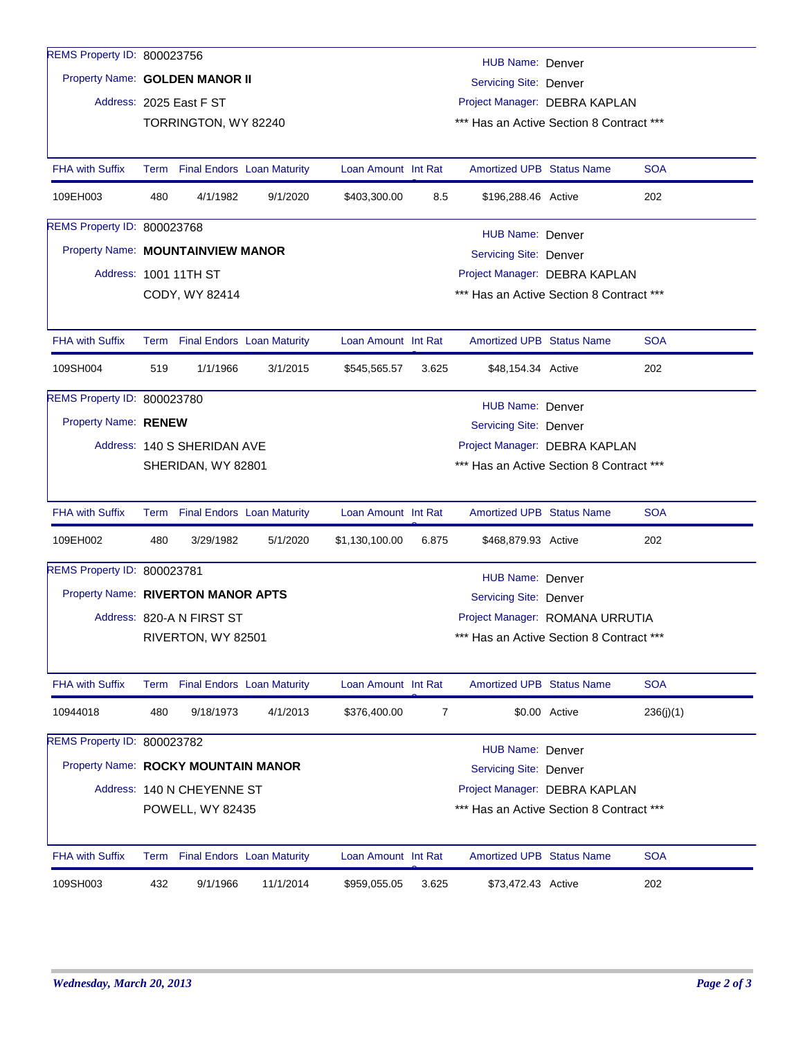REMS Property ID: 800023756

Property Name: **GOLDEN MANOR II**

Address: 2025 East F ST
TORRINGTON, WY 82240

HUB Name: Denver
Servicing Site: Denver
Project Manager: DEBRA KAPLAN
*** Has an Active Section 8 Contract ***

| FHA with Suffix | Term | Final Endors | Loan Maturity | Loan Amount | Int Rat | Amortized UPB | Status Name | SOA |
|---|---|---|---|---|---|---|---|---|
| 109EH003 | 480 | 4/1/1982 | 9/1/2020 | $403,300.00 | 8.5 | $196,288.46 | Active | 202 |

REMS Property ID: 800023768

Property Name: **MOUNTAINVIEW MANOR**

Address: 1001 11TH ST
CODY, WY 82414

HUB Name: Denver
Servicing Site: Denver
Project Manager: DEBRA KAPLAN
*** Has an Active Section 8 Contract ***

| FHA with Suffix | Term | Final Endors | Loan Maturity | Loan Amount | Int Rat | Amortized UPB | Status Name | SOA |
|---|---|---|---|---|---|---|---|---|
| 109SH004 | 519 | 1/1/1966 | 3/1/2015 | $545,565.57 | 3.625 | $48,154.34 | Active | 202 |

REMS Property ID: 800023780

Property Name: **RENEW**

Address: 140 S SHERIDAN AVE
SHERIDAN, WY 82801

HUB Name: Denver
Servicing Site: Denver
Project Manager: DEBRA KAPLAN
*** Has an Active Section 8 Contract ***

| FHA with Suffix | Term | Final Endors | Loan Maturity | Loan Amount | Int Rat | Amortized UPB | Status Name | SOA |
|---|---|---|---|---|---|---|---|---|
| 109EH002 | 480 | 3/29/1982 | 5/1/2020 | $1,130,100.00 | 6.875 | $468,879.93 | Active | 202 |

REMS Property ID: 800023781

Property Name: **RIVERTON MANOR APTS**

Address: 820-A N FIRST ST
RIVERTON, WY 82501

HUB Name: Denver
Servicing Site: Denver
Project Manager: ROMANA URRUTIA
*** Has an Active Section 8 Contract ***

| FHA with Suffix | Term | Final Endors | Loan Maturity | Loan Amount | Int Rat | Amortized UPB | Status Name | SOA |
|---|---|---|---|---|---|---|---|---|
| 10944018 | 480 | 9/18/1973 | 4/1/2013 | $376,400.00 | 7 | $0.00 | Active | 236(j)(1) |

REMS Property ID: 800023782

Property Name: **ROCKY MOUNTAIN MANOR**

Address: 140 N CHEYENNE ST
POWELL, WY 82435

HUB Name: Denver
Servicing Site: Denver
Project Manager: DEBRA KAPLAN
*** Has an Active Section 8 Contract ***

| FHA with Suffix | Term | Final Endors | Loan Maturity | Loan Amount | Int Rat | Amortized UPB | Status Name | SOA |
|---|---|---|---|---|---|---|---|---|
| 109SH003 | 432 | 9/1/1966 | 11/1/2014 | $959,055.05 | 3.625 | $73,472.43 | Active | 202 |

*Wednesday, March 20, 2013*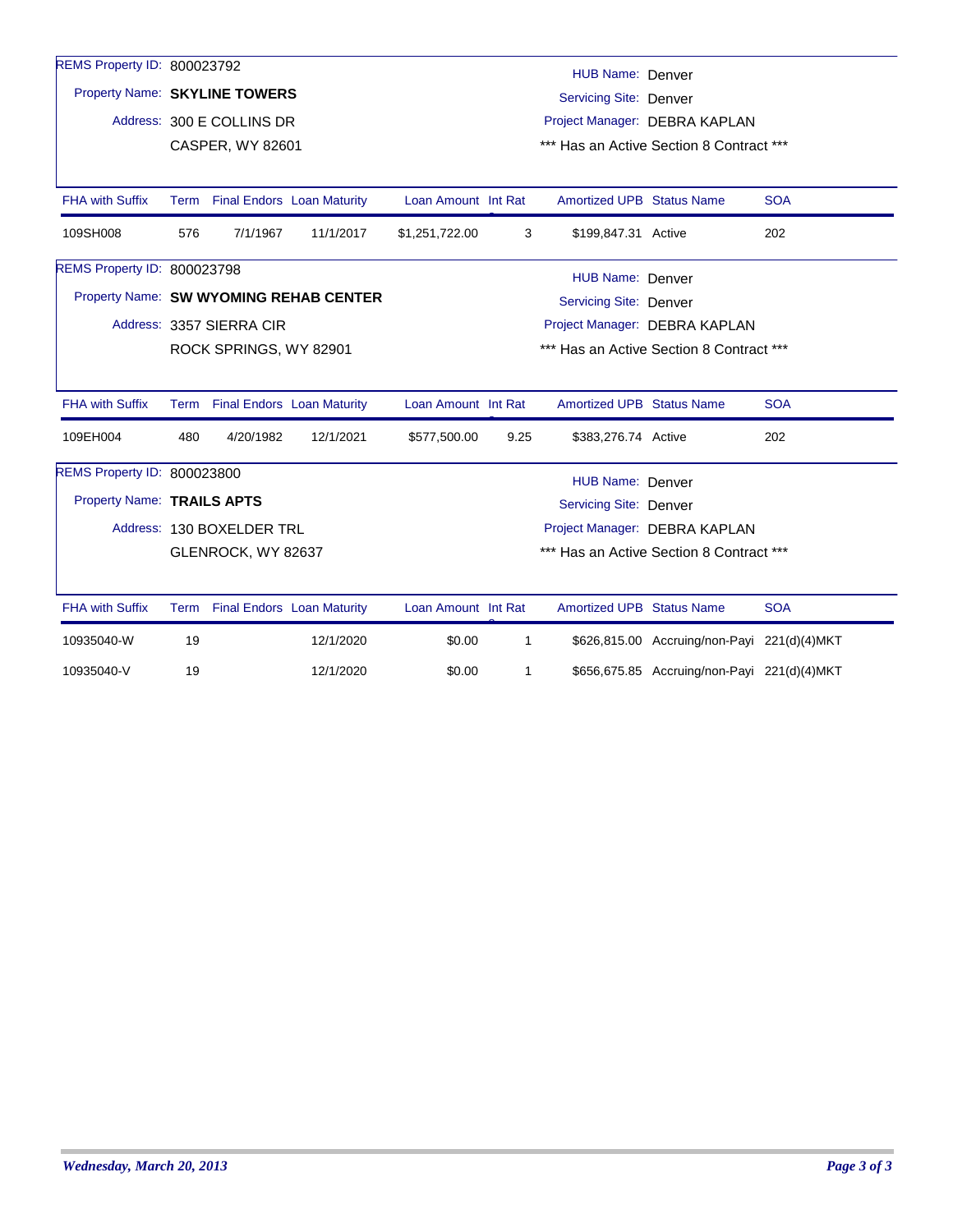REMS Property ID: 800023792

Property Name: **SKYLINE TOWERS**

Address: 300 E COLLINS DR
CASPER, WY 82601

HUB Name: Denver
Servicing Site: Denver
Project Manager: DEBRA KAPLAN
*** Has an Active Section 8 Contract ***

| FHA with Suffix | Term | Final Endors | Loan Maturity | Loan Amount | Int Rate | Amortized UPB | Status Name | SOA |
|---|---|---|---|---|---|---|---|---|
| 109SH008 | 576 | 7/1/1967 | 11/1/2017 | $1,251,722.00 | 3 | $199,847.31 | Active | 202 |

REMS Property ID: 800023798

Property Name: **SW WYOMING REHAB CENTER**

Address: 3357 SIERRA CIR
ROCK SPRINGS, WY 82901

HUB Name: Denver
Servicing Site: Denver
Project Manager: DEBRA KAPLAN
*** Has an Active Section 8 Contract ***

| FHA with Suffix | Term | Final Endors | Loan Maturity | Loan Amount | Int Rate | Amortized UPB | Status Name | SOA |
|---|---|---|---|---|---|---|---|---|
| 109EH004 | 480 | 4/20/1982 | 12/1/2021 | $577,500.00 | 9.25 | $383,276.74 | Active | 202 |

REMS Property ID: 800023800

Property Name: **TRAILS APTS**

Address: 130 BOXELDER TRL
GLENROCK, WY 82637

HUB Name: Denver
Servicing Site: Denver
Project Manager: DEBRA KAPLAN
*** Has an Active Section 8 Contract ***

| FHA with Suffix | Term | Final Endors | Loan Maturity | Loan Amount | Int Rate | Amortized UPB | Status Name | SOA |
|---|---|---|---|---|---|---|---|---|
| 10935040-W | 19 | | 12/1/2020 | $0.00 | 1 | $626,815.00 | Accruing/non-Payi | 221(d)(4)MKT |
| 10935040-V | 19 | | 12/1/2020 | $0.00 | 1 | $656,675.85 | Accruing/non-Payi | 221(d)(4)MKT |

*Wednesday, March 20, 2013*